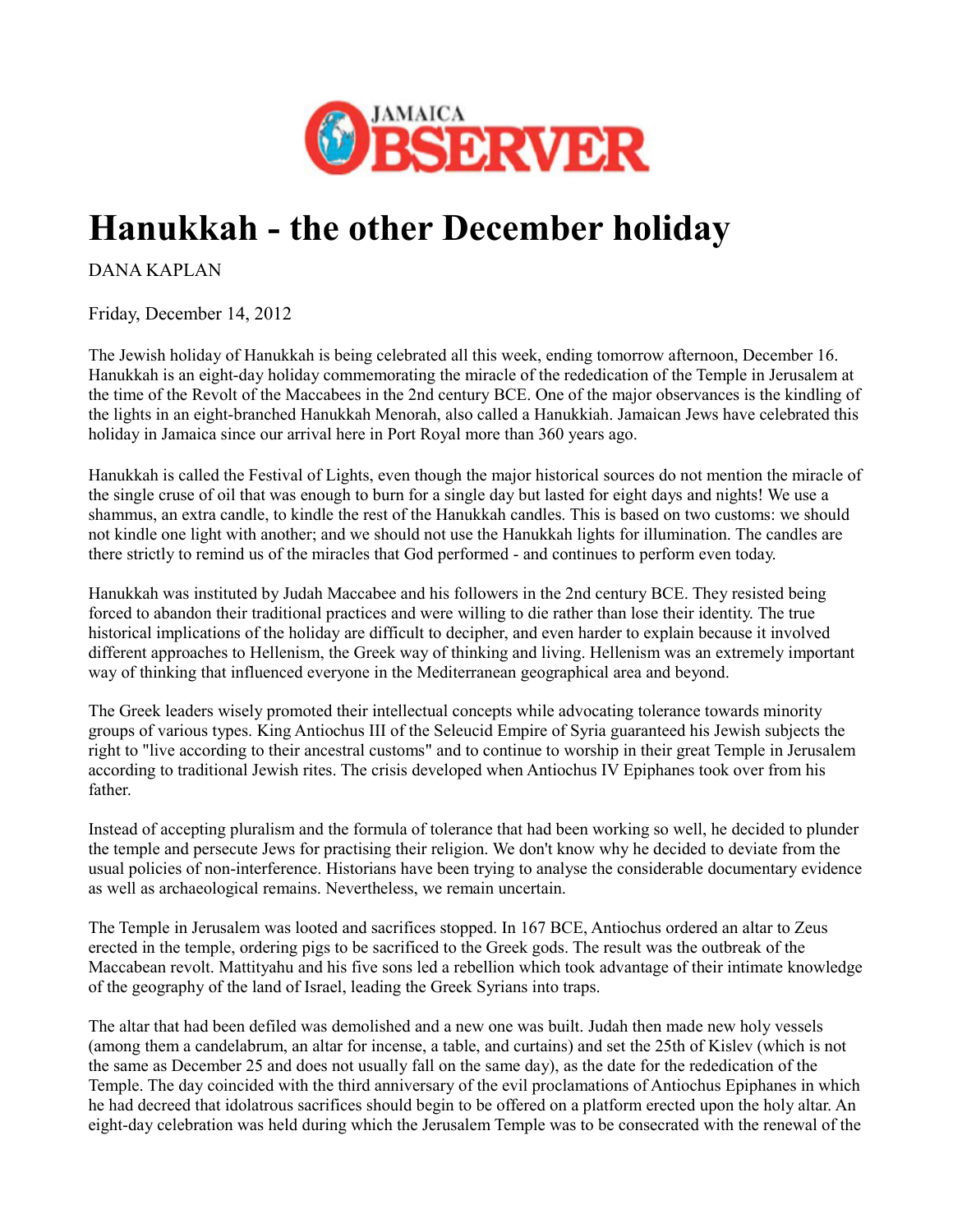JAMAICA OBSERVER

# Hanukkah - the other December holiday

DANA KAPLAN

Friday, December 14, 2012

The Jewish holiday of Hanukkah is being celebrated all this week, ending tomorrow afternoon, December 16. Hanukkah is an eight-day holiday commemorating the miracle of the rededication of the Temple in Jerusalem at the time of the Revolt of the Maccabees in the 2nd century BCE. One of the major observances is the kindling of the lights in an eight-branched Hanukkah Menorah, also called a Hanukkiah. Jamaican Jews have celebrated this holiday in Jamaica since our arrival here in Port Royal more than 360 years ago.

Hanukkah is called the Festival of Lights, even though the major historical sources do not mention the miracle of the single cruse of oil that was enough to burn for a single day but lasted for eight days and nights! We use a shammus, an extra candle, to kindle the rest of the Hanukkah candles. This is based on two customs: we should not kindle one light with another; and we should not use the Hanukkah lights for illumination. The candles are there strictly to remind us of the miracles that God performed - and continues to perform even today.

Hanukkah was instituted by Judah Maccabee and his followers in the 2nd century BCE. They resisted being forced to abandon their traditional practices and were willing to die rather than lose their identity. The true historical implications of the holiday are difficult to decipher, and even harder to explain because it involved different approaches to Hellenism, the Greek way of thinking and living. Hellenism was an extremely important way of thinking that influenced everyone in the Mediterranean geographical area and beyond.

The Greek leaders wisely promoted their intellectual concepts while advocating tolerance towards minority groups of various types. King Antiochus III of the Seleucid Empire of Syria guaranteed his Jewish subjects the right to "live according to their ancestral customs" and to continue to worship in their great Temple in Jerusalem according to traditional Jewish rites. The crisis developed when Antiochus IV Epiphanes took over from his father.

Instead of accepting pluralism and the formula of tolerance that had been working so well, he decided to plunder the temple and persecute Jews for practising their religion. We don't know why he decided to deviate from the usual policies of non-interference. Historians have been trying to analyse the considerable documentary evidence as well as archaeological remains. Nevertheless, we remain uncertain.

The Temple in Jerusalem was looted and sacrifices stopped. In 167 BCE, Antiochus ordered an altar to Zeus erected in the temple, ordering pigs to be sacrificed to the Greek gods. The result was the outbreak of the Maccabean revolt. Mattityahu and his five sons led a rebellion which took advantage of their intimate knowledge of the geography of the land of Israel, leading the Greek Syrians into traps.

The altar that had been defiled was demolished and a new one was built. Judah then made new holy vessels (among them a candelabrum, an altar for incense, a table, and curtains) and set the 25th of Kislev (which is not the same as December 25 and does not usually fall on the same day), as the date for the rededication of the Temple. The day coincided with the third anniversary of the evil proclamations of Antiochus Epiphanes in which he had decreed that idolatrous sacrifices should begin to be offered on a platform erected upon the holy altar. An eight-day celebration was held during which the Jerusalem Temple was to be consecrated with the renewal of the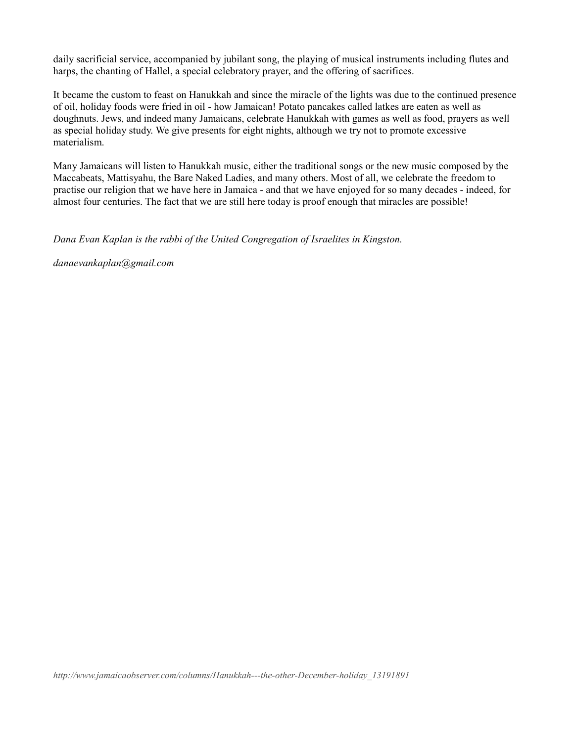daily sacrificial service, accompanied by jubilant song, the playing of musical instruments including flutes and harps, the chanting of Hallel, a special celebratory prayer, and the offering of sacrifices.

It became the custom to feast on Hanukkah and since the miracle of the lights was due to the continued presence of oil, holiday foods were fried in oil - how Jamaican! Potato pancakes called latkes are eaten as well as doughnuts. Jews, and indeed many Jamaicans, celebrate Hanukkah with games as well as food, prayers as well as special holiday study. We give presents for eight nights, although we try not to promote excessive materialism.

Many Jamaicans will listen to Hanukkah music, either the traditional songs or the new music composed by the Maccabeats, Mattisyahu, the Bare Naked Ladies, and many others. Most of all, we celebrate the freedom to practise our religion that we have here in Jamaica - and that we have enjoyed for so many decades - indeed, for almost four centuries. The fact that we are still here today is proof enough that miracles are possible!

*Dana Evan Kaplan is the rabbi of the United Congregation of Israelites in Kingston.*

*danaevankaplan@gmail.com*

*http://www.jamaicaobserver.com/columns/Hanukkah---the-other-December-holiday_13191891*